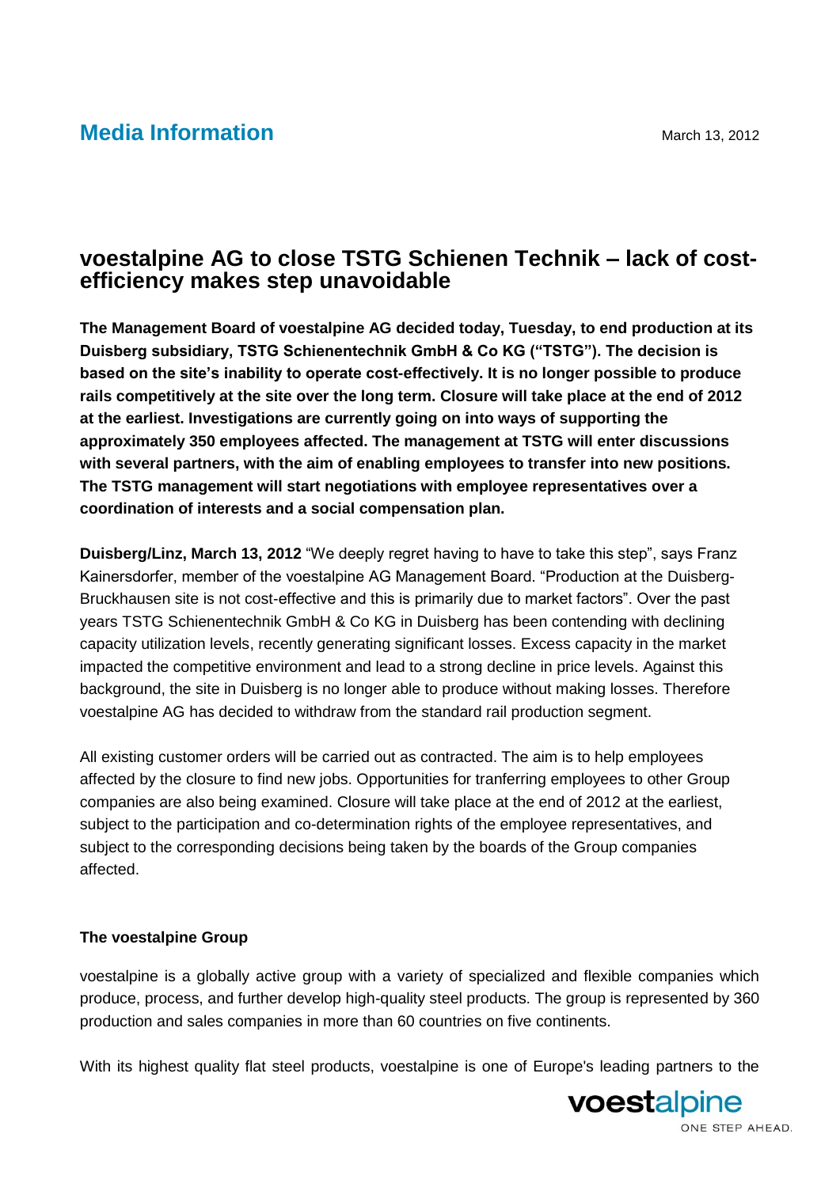**Media Information**

March 13, 2012

# voestalpine AG to close TSTG Schienen Technik – lack of cost-efficiency makes step unavoidable

**The Management Board of voestalpine AG decided today, Tuesday, to end production at its Duisberg subsidiary, TSTG Schienentechnik GmbH & Co KG ("TSTG"). The decision is based on the site's inability to operate cost-effectively. It is no longer possible to produce rails competitively at the site over the long term. Closure will take place at the end of 2012 at the earliest. Investigations are currently going on into ways of supporting the approximately 350 employees affected. The management at TSTG will enter discussions with several partners, with the aim of enabling employees to transfer into new positions. The TSTG management will start negotiations with employee representatives over a coordination of interests and a social compensation plan.**

**Duisberg/Linz, March 13, 2012** "We deeply regret having to have to take this step", says Franz Kainersdorfer, member of the voestalpine AG Management Board. "Production at the Duisberg-Bruckhausen site is not cost-effective and this is primarily due to market factors". Over the past years TSTG Schienentechnik GmbH & Co KG in Duisberg has been contending with declining capacity utilization levels, recently generating significant losses. Excess capacity in the market impacted the competitive environment and lead to a strong decline in price levels. Against this background, the site in Duisberg is no longer able to produce without making losses. Therefore voestalpine AG has decided to withdraw from the standard rail production segment.

All existing customer orders will be carried out as contracted. The aim is to help employees affected by the closure to find new jobs. Opportunities for tranferring employees to other Group companies are also being examined. Closure will take place at the end of 2012 at the earliest, subject to the participation and co-determination rights of the employee representatives, and subject to the corresponding decisions being taken by the boards of the Group companies affected.

**The voestalpine Group**

voestalpine is a globally active group with a variety of specialized and flexible companies which produce, process, and further develop high-quality steel products. The group is represented by 360 production and sales companies in more than 60 countries on five continents.

With its highest quality flat steel products, voestalpine is one of Europe's leading partners to the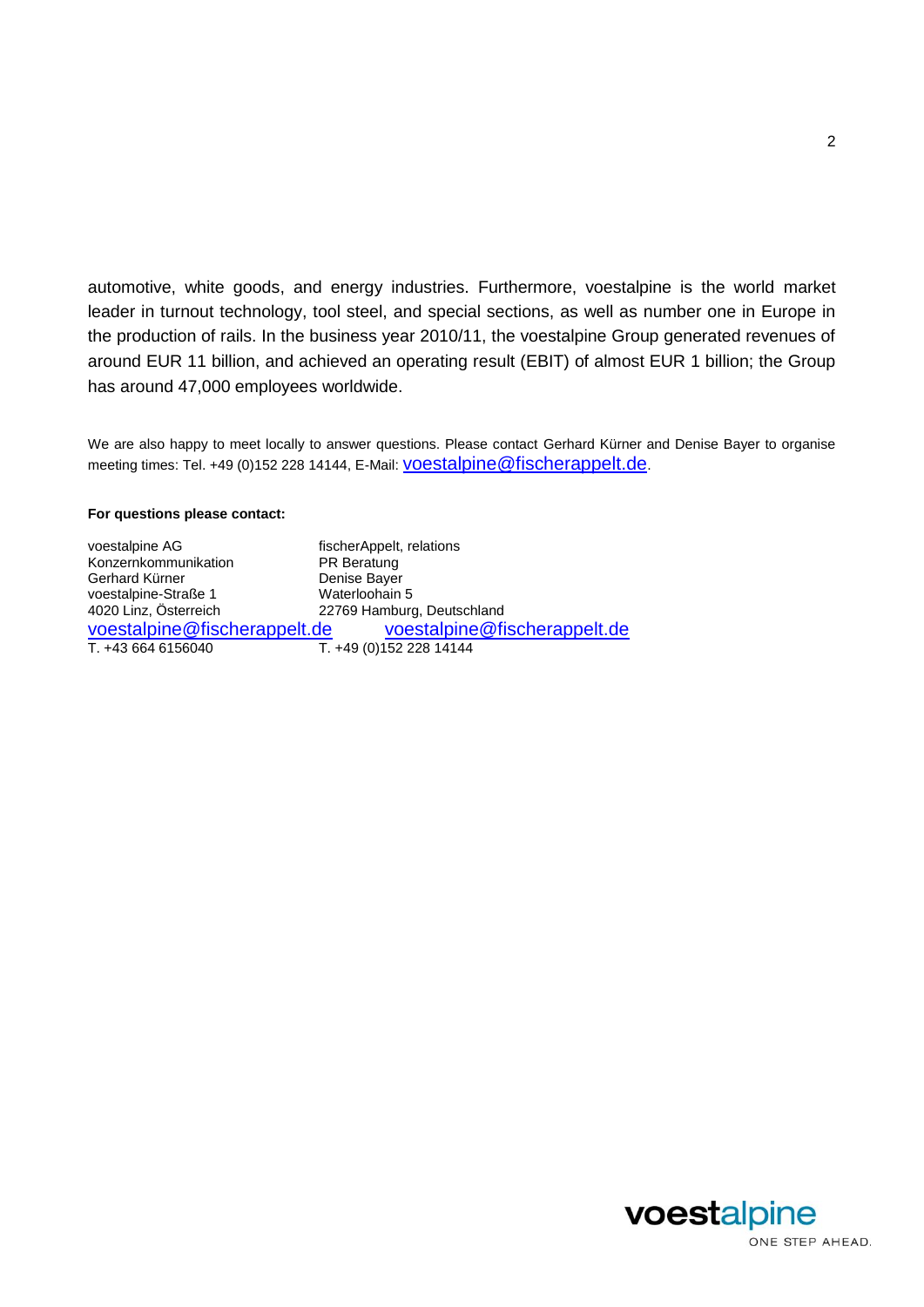automotive, white goods, and energy industries. Furthermore, voestalpine is the world market leader in turnout technology, tool steel, and special sections, as well as number one in Europe in the production of rails. In the business year 2010/11, the voestalpine Group generated revenues of around EUR 11 billion, and achieved an operating result (EBIT) of almost EUR 1 billion; the Group has around 47,000 employees worldwide.

We are also happy to meet locally to answer questions. Please contact Gerhard Kürner and Denise Bayer to organise meeting times: Tel. +49 (0)152 228 14144, E-Mail: voestalpine@fischerappelt.de.

**For questions please contact:**

| | |
|---|---|
| voestalpine AG | fischerAppelt, relations |
| Konzernkommunikation | PR Beratung |
| Gerhard Kürner | Denise Bayer |
| voestalpine-Straße 1 | Waterloohain 5 |
| 4020 Linz, Österreich | 22769 Hamburg, Deutschland |
| voestalpine@fischerappelt.de | voestalpine@fischerappelt.de |
| T. +43 664 6156040 | T. +49 (0)152 228 14144 |

voestalpine
ONE STEP AHEAD.